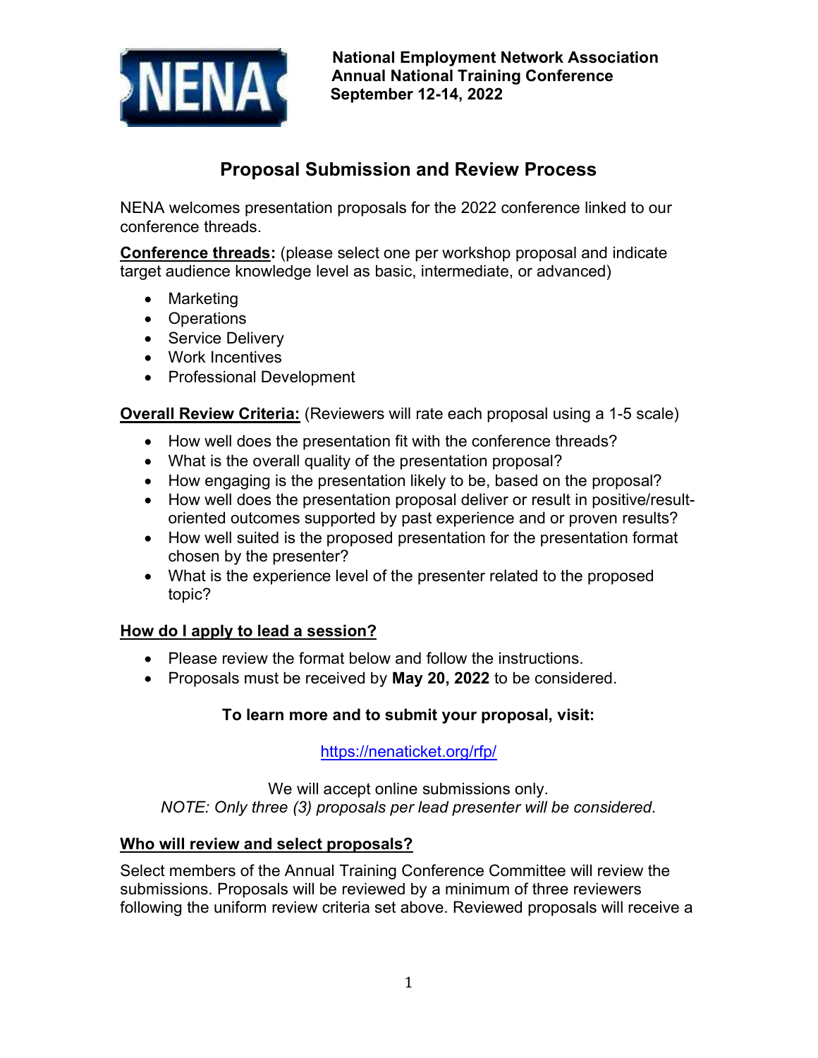**National Employment Network Association**
**Annual National Training Conference**
**September 12-14, 2022**

# Proposal Submission and Review Process

NENA welcomes presentation proposals for the 2022 conference linked to our conference threads.

**Conference threads:** (please select one per workshop proposal and indicate target audience knowledge level as basic, intermediate, or advanced)

- Marketing
- Operations
- Service Delivery
- Work Incentives
- Professional Development

**Overall Review Criteria:** (Reviewers will rate each proposal using a 1-5 scale)

- How well does the presentation fit with the conference threads?
- What is the overall quality of the presentation proposal?
- How engaging is the presentation likely to be, based on the proposal?
- How well does the presentation proposal deliver or result in positive/result-oriented outcomes supported by past experience and or proven results?
- How well suited is the proposed presentation for the presentation format chosen by the presenter?
- What is the experience level of the presenter related to the proposed topic?

## How do I apply to lead a session?

- Please review the format below and follow the instructions.
- Proposals must be received by **May 20, 2022** to be considered.

**To learn more and to submit your proposal, visit:**

https://nenaticket.org/rfp/

We will accept online submissions only.

*NOTE: Only three (3) proposals per lead presenter will be considered.*

## Who will review and select proposals?

Select members of the Annual Training Conference Committee will review the submissions. Proposals will be reviewed by a minimum of three reviewers following the uniform review criteria set above. Reviewed proposals will receive a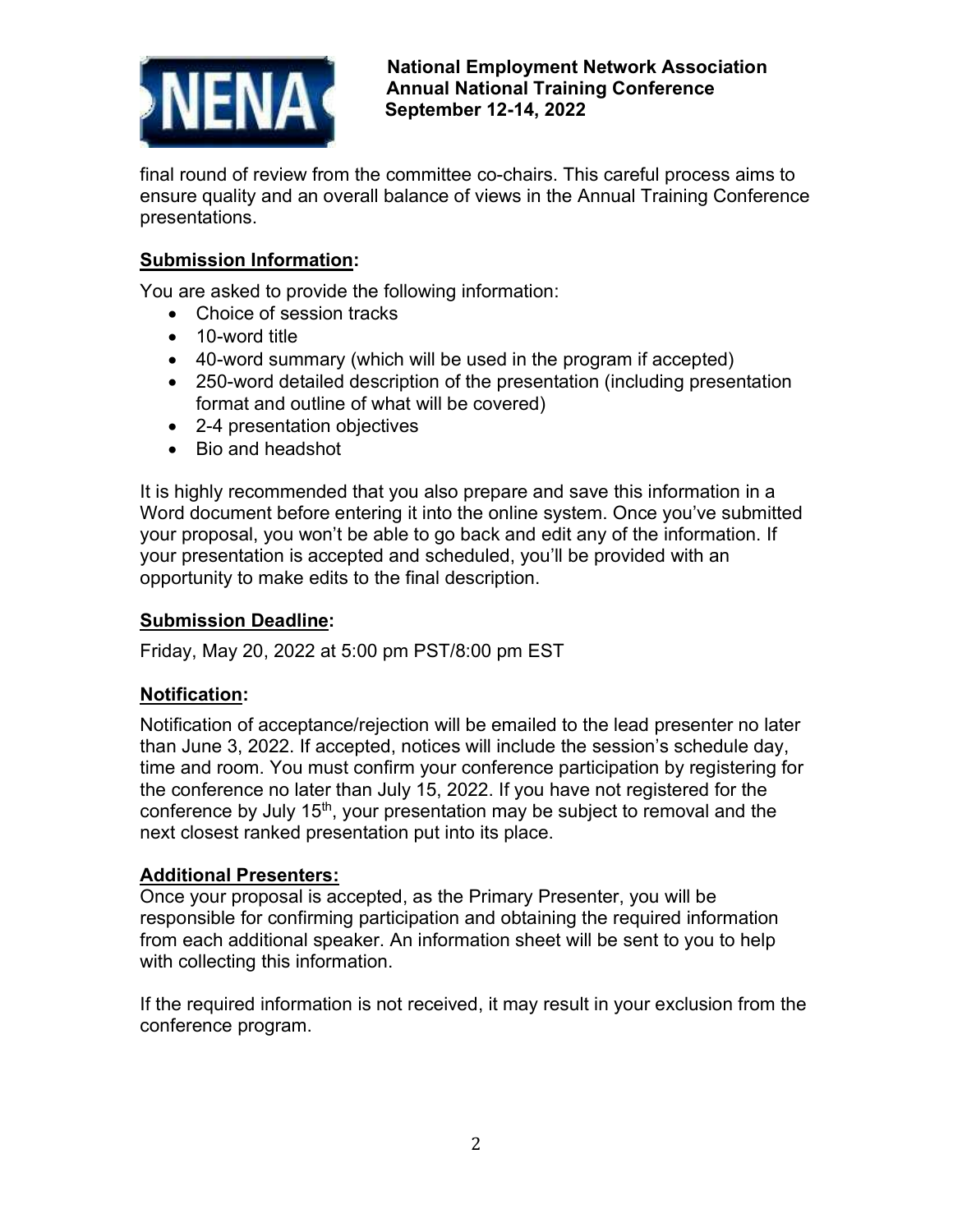final round of review from the committee co-chairs. This careful process aims to ensure quality and an overall balance of views in the Annual Training Conference presentations.

**Submission Information:**

You are asked to provide the following information:

- Choice of session tracks
- 10-word title
- 40-word summary (which will be used in the program if accepted)
- 250-word detailed description of the presentation (including presentation format and outline of what will be covered)
- 2-4 presentation objectives
- Bio and headshot

It is highly recommended that you also prepare and save this information in a Word document before entering it into the online system. Once you've submitted your proposal, you won't be able to go back and edit any of the information. If your presentation is accepted and scheduled, you'll be provided with an opportunity to make edits to the final description.

**Submission Deadline:**

Friday, May 20, 2022 at 5:00 pm PST/8:00 pm EST

**Notification:**

Notification of acceptance/rejection will be emailed to the lead presenter no later than June 3, 2022. If accepted, notices will include the session's schedule day, time and room. You must confirm your conference participation by registering for the conference no later than July 15, 2022. If you have not registered for the conference by July 15th, your presentation may be subject to removal and the next closest ranked presentation put into its place.

**Additional Presenters:**

Once your proposal is accepted, as the Primary Presenter, you will be responsible for confirming participation and obtaining the required information from each additional speaker. An information sheet will be sent to you to help with collecting this information.

If the required information is not received, it may result in your exclusion from the conference program.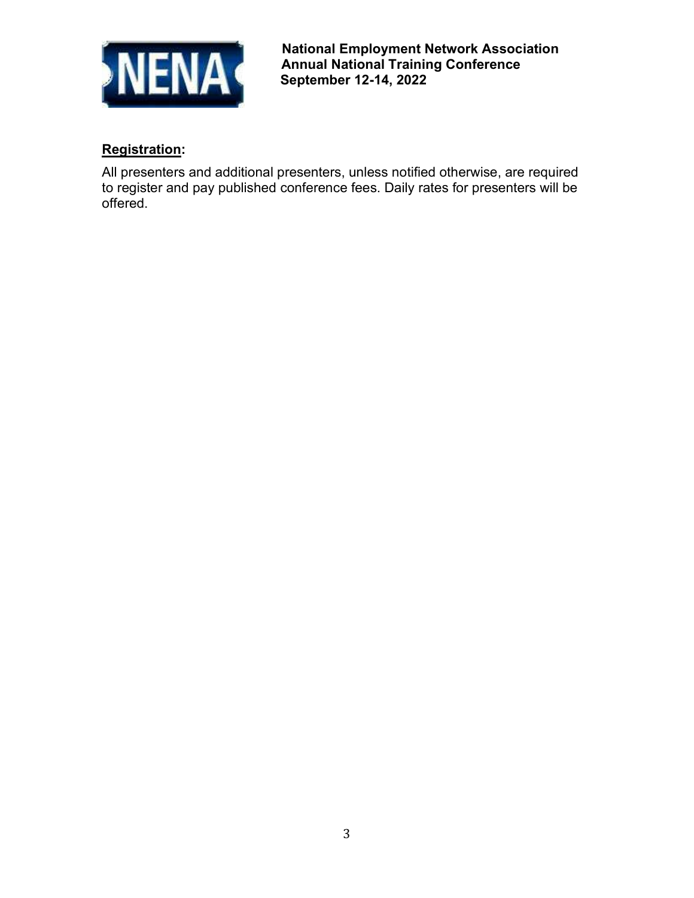## Registration:

All presenters and additional presenters, unless notified otherwise, are required to register and pay published conference fees. Daily rates for presenters will be offered.